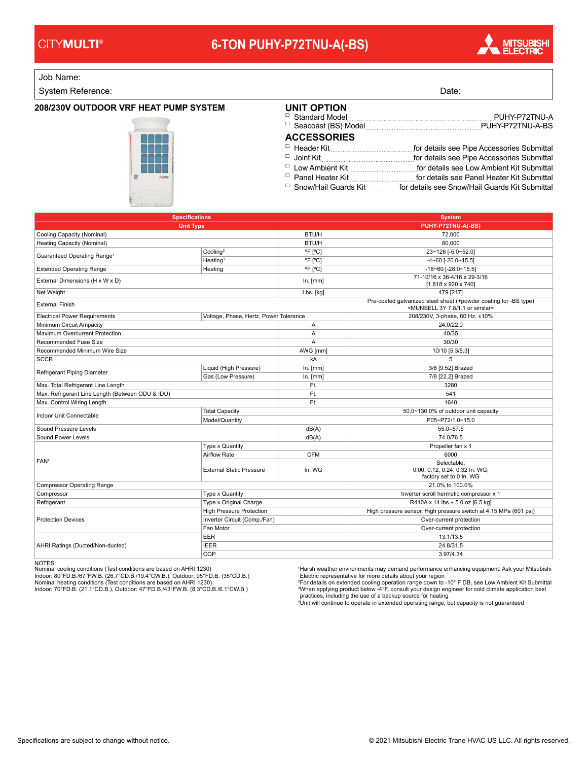CITYMULTI®

# 6-TON PUHY-P72TNU-A(-BS)

MITSUBISHI ELECTRIC

Job Name:

System Reference: Date:

## 208/230V OUTDOOR VRF HEAT PUMP SYSTEM

## UNIT OPTION

- ☐ Standard Model ........ PUHY-P72TNU-A
- ☐ Seacoast (BS) Model ........ PUHY-P72TNU-A-BS

## ACCESSORIES

- ☐ Header Kit ........ for details see Pipe Accessories Submittal
- ☐ Joint Kit ........ for details see Pipe Accessories Submittal
- ☐ Low Ambient Kit ........ for details see Low Ambient Kit Submittal
- ☐ Panel Heater Kit ........ for details see Panel Heater Kit Submittal
- ☐ Snow/Hail Guards Kit ........ for details see Snow/Hail Guards Kit Submittal

| Specifications | | | System |
|---|---|---|---|
| Unit Type | | | PUHY-P72TNU-A(-BS) |
| Cooling Capacity (Nominal) | | BTU/H | 72,000 |
| Heating Capacity (Nominal) | | BTU/H | 80,000 |
| Guaranteed Operating Range[1] | Cooling[2] | °F [°C] | 23~126 [-5.0~52.0] |
| | Heating[3] | °F [°C] | -4~60 [-20.0~15.5] |
| Extended Operating Range | Heating | °F [°C] | -18~60 [-28.0~15.5] |
| External Dimensions (H x W x D) | | In. [mm] | 71-10/16 x 36-4/16 x 29-3/16 [1,818 x 920 x 740] |
| Net Weight | | Lbs. [kg] | 479 [217] |
| External Finish | | | Pre-coated galvanized steel sheet (+powder coating for -BS type) <MUNSELL 3Y 7.8/1.1 or similar> |
| Electrical Power Requirements | Voltage, Phase, Hertz, Power Tolerance | | 208/230V, 3-phase, 60 Hz, ±10% |
| Minimum Circuit Ampacity | | A | 24.0/22.0 |
| Maximum Overcurrent Protection | | A | 40/35 |
| Recommended Fuse Size | | A | 30/30 |
| Recommended Minimum Wire Size | | AWG [mm] | 10/10 [5.3/5.3] |
| SCCR | | kA | 5 |
| Refrigerant Piping Diameter | Liquid (High Pressure) | In. [mm] | 3/8 [9.52] Brazed |
| | Gas (Low Pressure) | In. [mm] | 7/8 [22.2] Brazed |
| Max. Total Refrigerant Line Length | | Ft. | 3280 |
| Max. Refrigerant Line Length (Between ODU & IDU) | | Ft. | 541 |
| Max. Control Wiring Length | | Ft. | 1640 |
| Indoor Unit Connectable | Total Capacity | | 50.0~130.0% of outdoor unit capacity |
| | Model/Quantity | | P05~P72/1.0~15.0 |
| Sound Pressure Levels | | dB(A) | 55.0–57.5 |
| Sound Power Levels | | dB(A) | 74.0/76.5 |
| FAN[4] | Type x Quantity | | Propeller fan x 1 |
| | Airflow Rate | CFM | 6000 |
| | External Static Pressure | In. WG | Selectable; 0.00, 0.12, 0.24, 0.32 In. WG; factory set to 0 In. WG |
| Compressor Operating Range | | | 21.0% to 100.0% |
| Compressor | Type x Quantity | | Inverter scroll hermetic compressor x 1 |
| Refrigerant | Type x Original Charge | | R410A x 14 lbs + 5.0 oz [6.5 kg] |
| Protection Devices | High Pressure Protection | | High pressure sensor, High pressure switch at 4.15 MPa (601 psi) |
| | Inverter Circuit (Comp./Fan) | | Over-current protection |
| | Fan Motor | | Over-current protection |
| AHRI Ratings (Ducted/Non-ducted) | EER | | 13.1/13.5 |
| | IEER | | 24.8/31.5 |
| | COP | | 3.97/4.34 |

NOTES:

Nominal cooling conditions (Test conditions are based on AHRI 1230)
Indoor: 80°FD.B./67°FW.B. (26.7°CD.B./19.4°CW.B.), Outdoor: 95°FD.B. (35°CD.B.)
Nominal heating conditions (Test conditions are based on AHRI 1230)
Indoor: 70°FD.B. (21.1°CD.B.), Outdoor: 47°FD.B./43°FW.B. (8.3°CD.B./6.1°CW.B.)

[1]Harsh weather environments may demand performance enhancing equipment. Ask your Mitsubishi Electric representative for more details about your region
[2]For details on extended cooling operation range down to -10° F DB, see Low Ambient Kit Submittal
[3]When applying product below -4°F, consult your design engineer for cold climate application best practices, including the use of a backup source for heating
[4]Unit will continue to operate in extended operating range, but capacity is not guaranteed

Specifications are subject to change without notice.

© 2021 Mitsubishi Electric Trane HVAC US LLC. All rights reserved.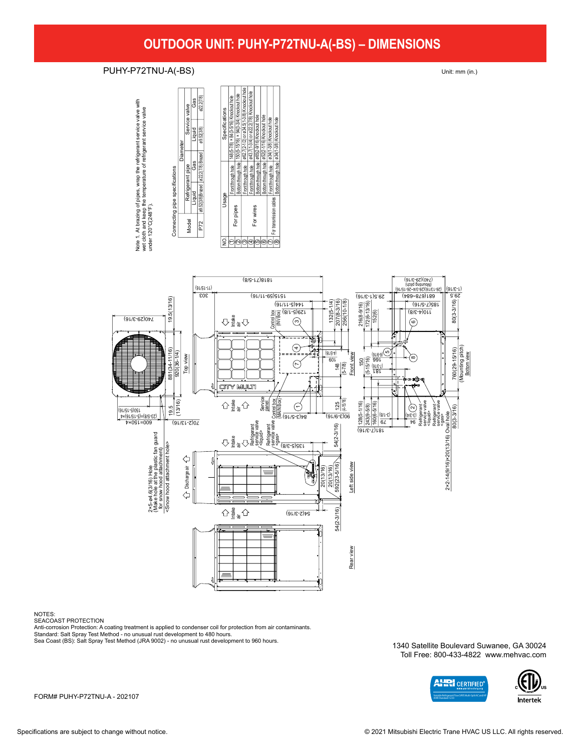# OUTDOOR UNIT: PUHY-P72TNU-A(-BS) – DIMENSIONS

PUHY-P72TNU-A(-BS)

Unit: mm (in.)

Note 1. At brazing of pipes, wrap the refrigerant service valve with wet cloth and keep the temperature of refrigerant service valve under 120°C(248°F).

Connecting pipe specifications

| Model | Diameter | | | |
|---|---|---|---|---|
| | Refrigerant pipe | | Service valve | |
| | Liquid | Gas | Liquid | Gas |
| P72 | ø9.52(3/8)Brazed | ø22.2(7/8)Brazed | ø9.52(3/8) | ø22.2(7/8) |

| NO | Usage | | Specifications |
|---|---|---|---|
| ① | For pipes | Front through hole | 148(5-7/8) × 84(3-5/16) Knockout hole |
| ② | | Bottom through hole | 150(5-15/16) × 94(3-3/4) Knockout hole |
| ③ | For wires | Front through hole | ø62.7(2-1/2) or ø34.5(1-3/8) Knockout hole |
| ④ | | Front through hole | ø43.7(1-3/4) or ø22.2(7/8) Knockout hole |
| ⑤ | | Bottom through hole | ø65(2-9/16) Knockout hole |
| ⑥ | | Bottom through hole | ø52(2-1/16) Knockout hole |
| ⑦ | For transmission cables | Front through hole | ø34(1-3/8) Knockout hole |
| ⑧ | | Bottom through hole | ø34(1-3/8) Knockout hole |

Top view

740(29-3/16)
600=150×4
4×150(5-15/16)=(23-5/8)
19.5(13/16)
881(34-11/16)
920(36-1/4)
19.5(13/16)
70(2-13/16)

2×5-ø4.6(3/16) Hole
(Make hole at the plastic fan guard for snow hood attachment)
<Snow hood attachment hole>

Front view

1818(71-5/8)
303(11-15/16)
1515(59-11/16)
144(5-11/16)
129(5-1/8)
Intake air
Control box (INV Box)
CITY MULTI
Intake air
Service panel
Control box (MAIN Box)
84(3-5/16)
90(3-9/16)
125(4-15/16)
148(5-7/8)
109(4-5/16)
132(5-1/4)
207(8-3/16)
256(10-1/8)

Left side view

Discharge air
Intake air
Refrigerant service valve <liquid>
Refrigerant service valve <gas>
135(5-3/8)
54(2-3/16)
20(13/16)
20(13/16)
592(23-5/16)

Rear view

Intake air
54(2-3/16)
54(2-3/16)

Bottom view

29.5(1-3/16)
681(678~684)(26-13/16)(26-3/4~26-15/16)
(Mounting pitch)
(740)(29-3/16)
29.5(1-3/16)
185(7-5/16)
110(4-3/8)
216(8-9/16)
172(6-13/16)
152(6)
150(5-15/16)
166(6-9/16)
181(7-3/16)
128(5-1/16)
243(9-5/8)
160(6-5/16)
79(3-1/8)
94(3-3/4)
181(7-3/16)
Refrigerant service valve <liquid>
Refrigerant service valve <gas>
80(3-3/16)
80(3-3/16)
760(29-15/16) (Mounting pitch)
2×2-14(9/16)×20(13/16) Oval hole

NOTES:
SEACOAST PROTECTION
Anti-corrosion Protection: A coating treatment is applied to condenser coil for protection from air contaminants.
Standard: Salt Spray Test Method - no unusual rust development to 480 hours.
Sea Coast (BS): Salt Spray Test Method (JRA 9002) - no unusual rust development to 960 hours.

1340 Satellite Boulevard Suwanee, GA 30024
Toll Free: 800-433-4822 www.mehvac.com

FORM# PUHY-P72TNU-A - 202107

Specifications are subject to change without notice.

© 2021 Mitsubishi Electric Trane HVAC US LLC. All rights reserved.